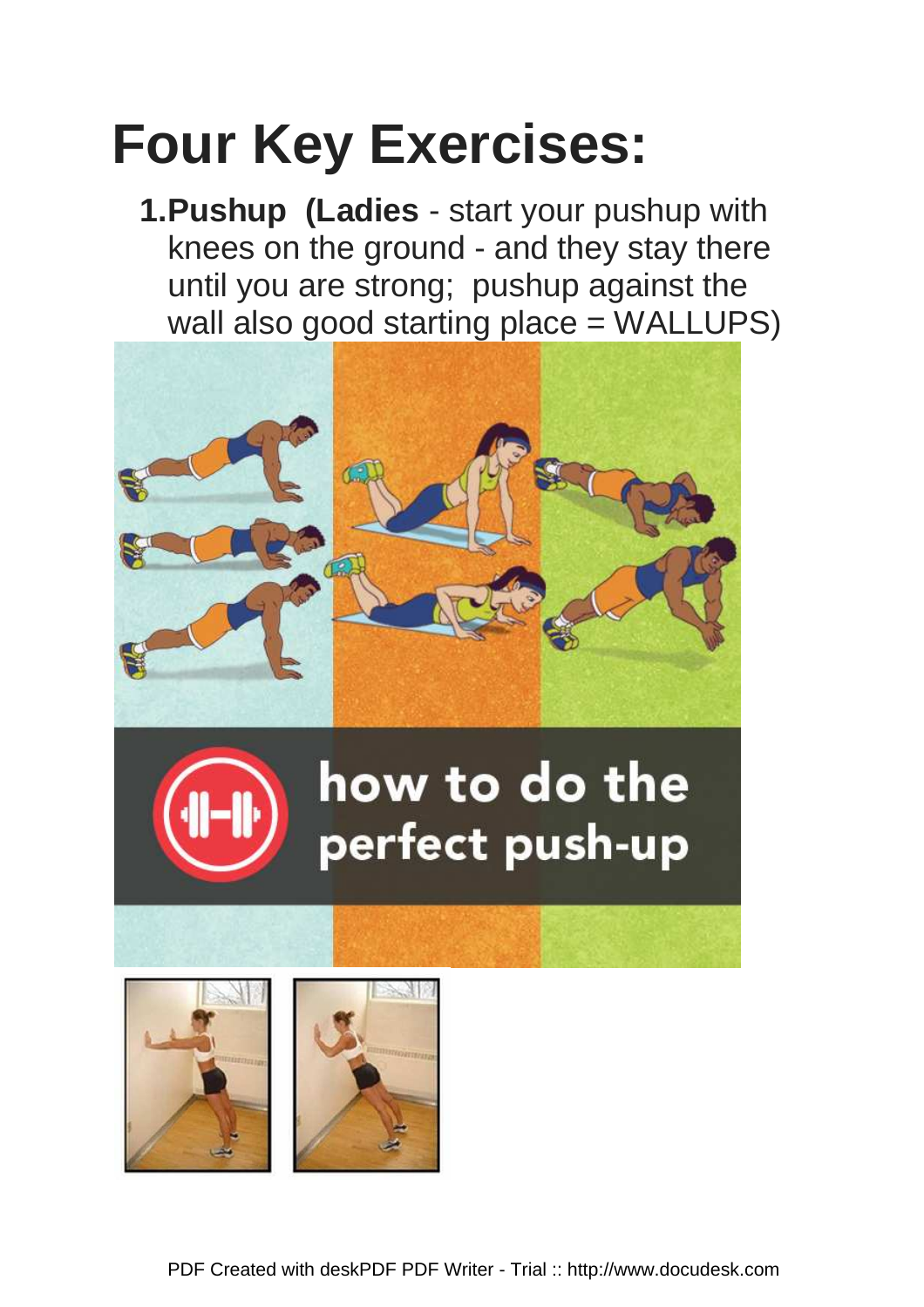# Four Key Exercises:

1. **Pushup (Ladies** - start your pushup with knees on the ground - and they stay there until you are strong; pushup against the wall also good starting place = WALLUPS)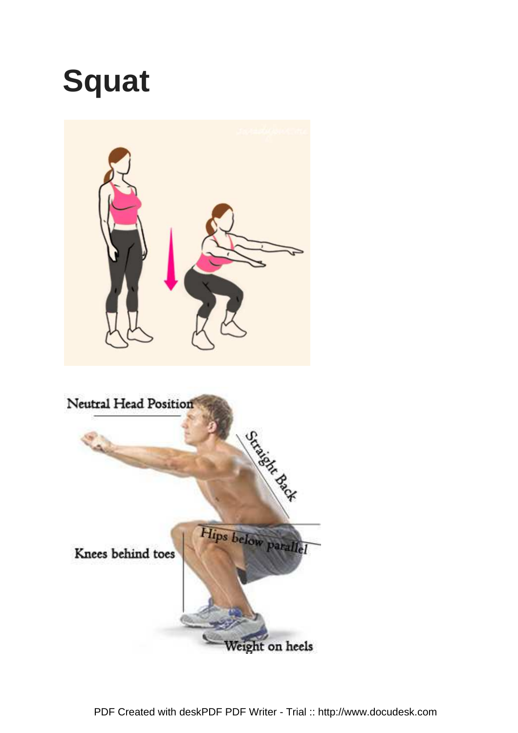# Squat

Neutral Head Position

Straight Back

Hips below parallel

Knees behind toes

Weight on heels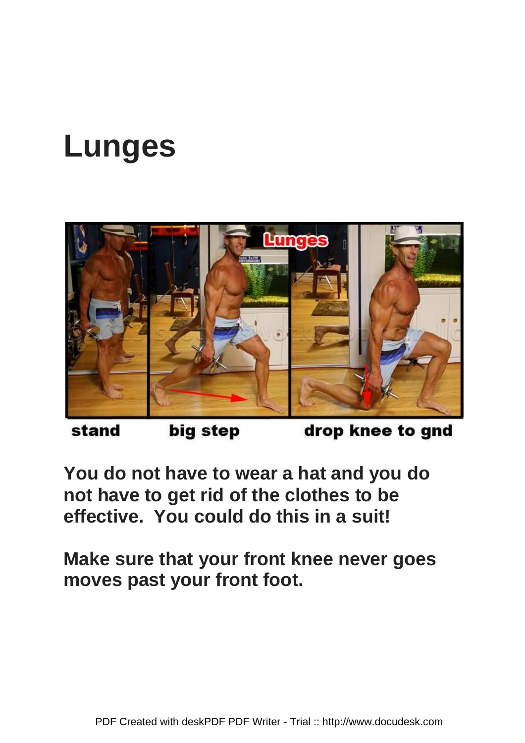# Lunges

stand big step drop knee to gnd

**You do not have to wear a hat and you do not have to get rid of the clothes to be effective. You could do this in a suit!**

**Make sure that your front knee never goes moves past your front foot.**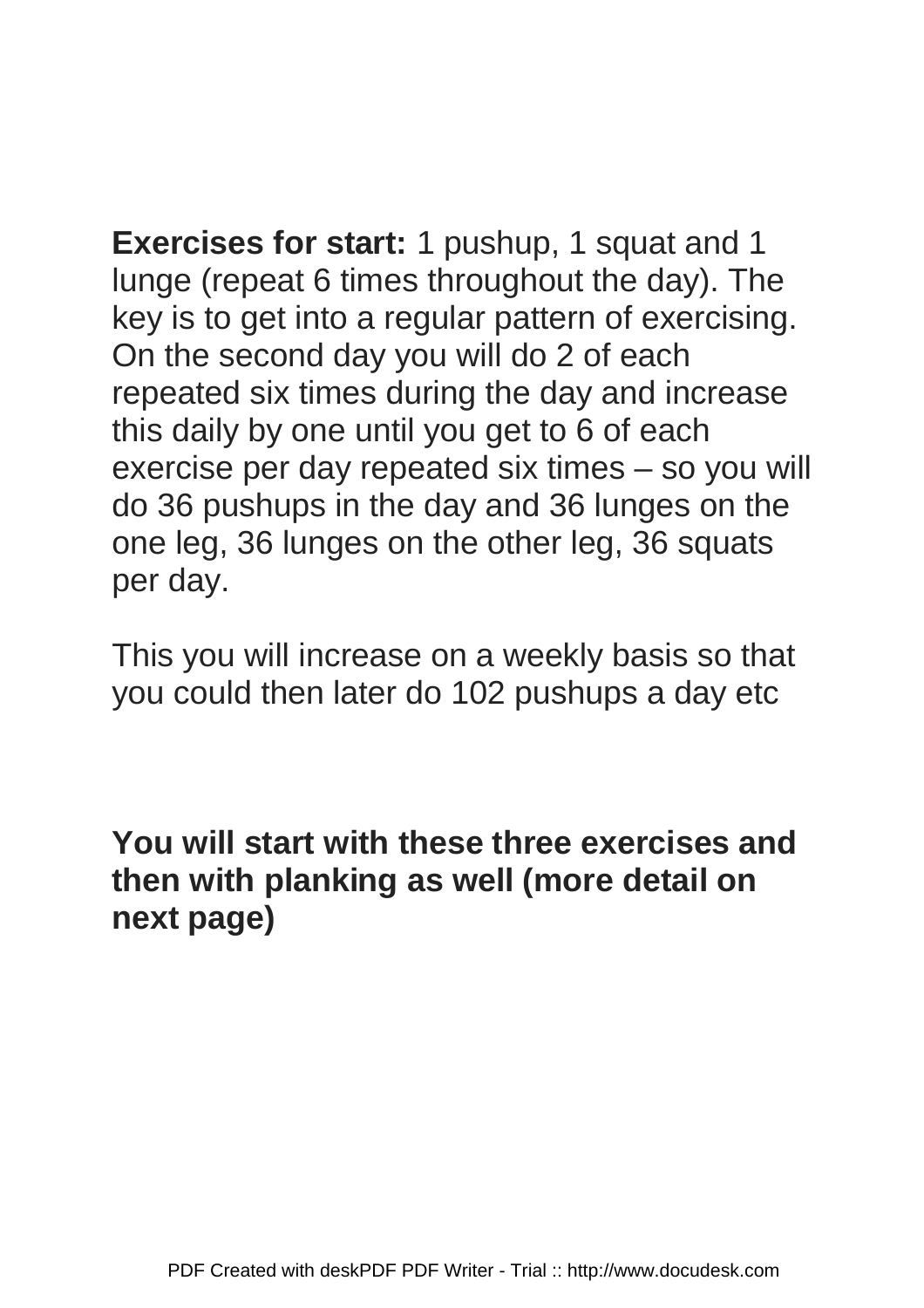**Exercises for start:** 1 pushup, 1 squat and 1 lunge (repeat 6 times throughout the day). The key is to get into a regular pattern of exercising. On the second day you will do 2 of each repeated six times during the day and increase this daily by one until you get to 6 of each exercise per day repeated six times – so you will do 36 pushups in the day and 36 lunges on the one leg, 36 lunges on the other leg, 36 squats per day.

This you will increase on a weekly basis so that you could then later do 102 pushups a day etc

**You will start with these three exercises and then with planking as well (more detail on next page)**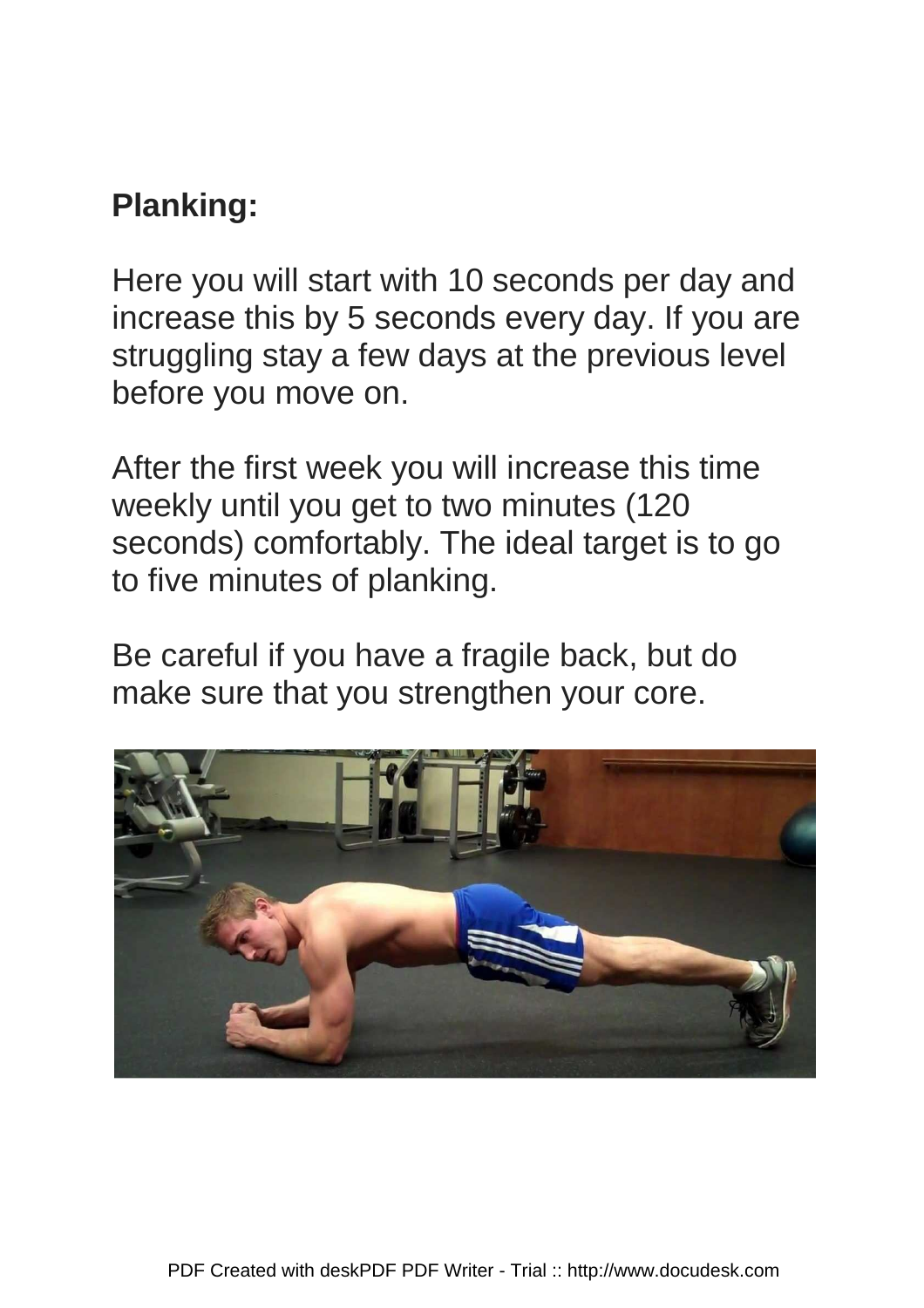**Planking:**

Here you will start with 10 seconds per day and increase this by 5 seconds every day. If you are struggling stay a few days at the previous level before you move on.

After the first week you will increase this time weekly until you get to two minutes (120 seconds) comfortably. The ideal target is to go to five minutes of planking.

Be careful if you have a fragile back, but do make sure that you strengthen your core.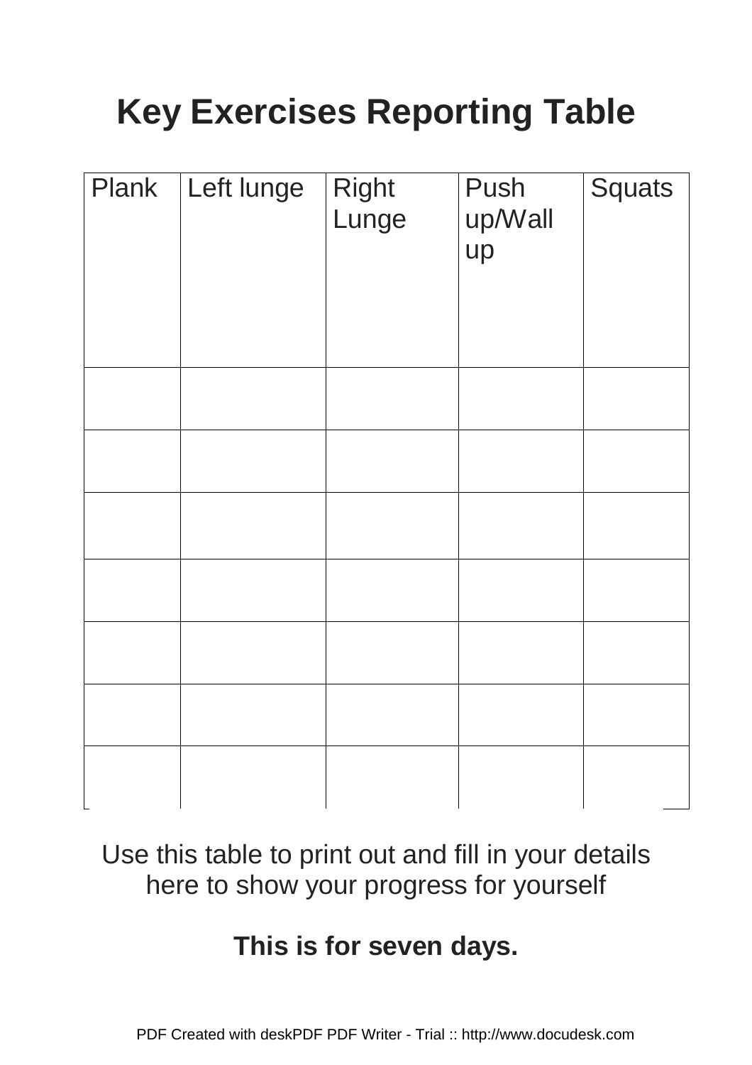# Key Exercises Reporting Table

| Plank | Left lunge | Right Lunge | Push up/Wall up | Squats |
|---|---|---|---|---|
| | | | | |
| | | | | |
| | | | | |
| | | | | |
| | | | | |
| | | | | |
| | | | | |

Use this table to print out and fill in your details here to show your progress for yourself

**This is for seven days.**